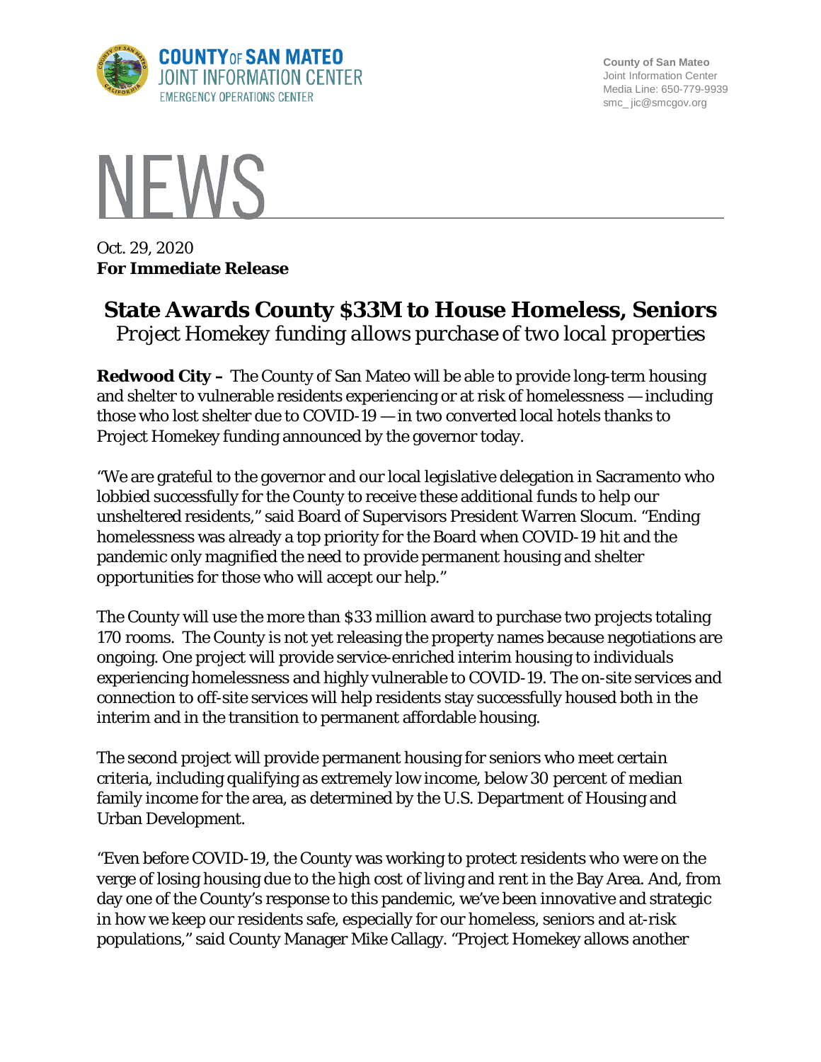County of San Mateo
Joint Information Center
Media Line: 650-779-9939
smc_jic@smcgov.org

# NEWS

Oct. 29, 2020
**For Immediate Release**

## State Awards County $33M to House Homeless, Seniors

*Project Homekey funding allows purchase of two local properties*

**Redwood City –** The County of San Mateo will be able to provide long-term housing and shelter to vulnerable residents experiencing or at risk of homelessness — including those who lost shelter due to COVID-19 — in two converted local hotels thanks to Project Homekey funding announced by the governor today.

"We are grateful to the governor and our local legislative delegation in Sacramento who lobbied successfully for the County to receive these additional funds to help our unsheltered residents," said Board of Supervisors President Warren Slocum. "Ending homelessness was already a top priority for the Board when COVID-19 hit and the pandemic only magnified the need to provide permanent housing and shelter opportunities for those who will accept our help."

The County will use the more than $33 million award to purchase two projects totaling 170 rooms. The County is not yet releasing the property names because negotiations are ongoing. One project will provide service-enriched interim housing to individuals experiencing homelessness and highly vulnerable to COVID-19. The on-site services and connection to off-site services will help residents stay successfully housed both in the interim and in the transition to permanent affordable housing.

The second project will provide permanent housing for seniors who meet certain criteria, including qualifying as extremely low income, below 30 percent of median family income for the area, as determined by the U.S. Department of Housing and Urban Development.

"Even before COVID-19, the County was working to protect residents who were on the verge of losing housing due to the high cost of living and rent in the Bay Area. And, from day one of the County's response to this pandemic, we've been innovative and strategic in how we keep our residents safe, especially for our homeless, seniors and at-risk populations," said County Manager Mike Callagy. "Project Homekey allows another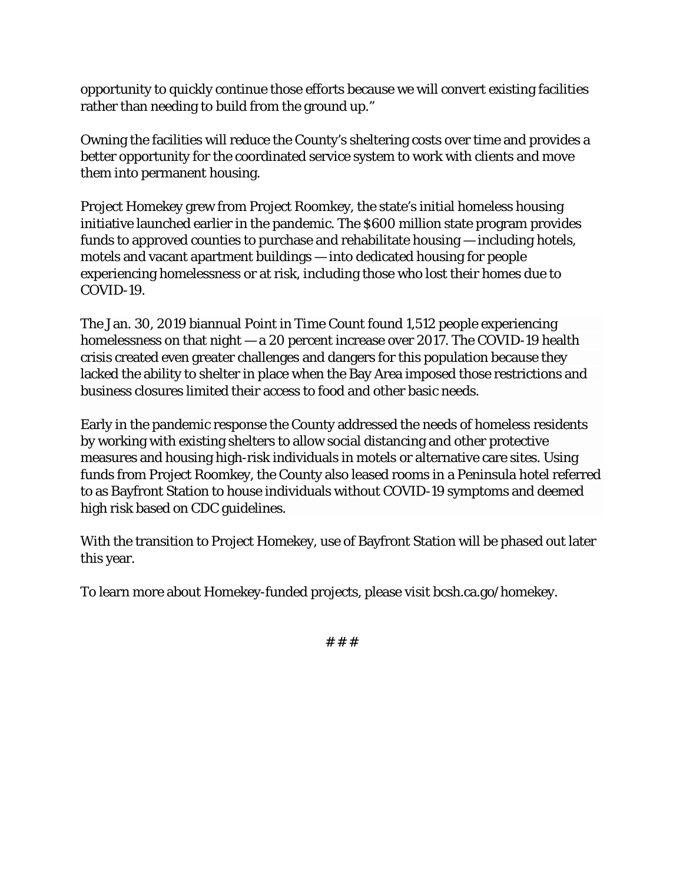opportunity to quickly continue those efforts because we will convert existing facilities rather than needing to build from the ground up."

Owning the facilities will reduce the County's sheltering costs over time and provides a better opportunity for the coordinated service system to work with clients and move them into permanent housing.

Project Homekey grew from Project Roomkey, the state's initial homeless housing initiative launched earlier in the pandemic. The $600 million state program provides funds to approved counties to purchase and rehabilitate housing — including hotels, motels and vacant apartment buildings — into dedicated housing for people experiencing homelessness or at risk, including those who lost their homes due to COVID-19.

The Jan. 30, 2019 biannual Point in Time Count found 1,512 people experiencing homelessness on that night — a 20 percent increase over 2017. The COVID-19 health crisis created even greater challenges and dangers for this population because they lacked the ability to shelter in place when the Bay Area imposed those restrictions and business closures limited their access to food and other basic needs.

Early in the pandemic response the County addressed the needs of homeless residents by working with existing shelters to allow social distancing and other protective measures and housing high-risk individuals in motels or alternative care sites. Using funds from Project Roomkey, the County also leased rooms in a Peninsula hotel referred to as Bayfront Station to house individuals without COVID-19 symptoms and deemed high risk based on CDC guidelines.

With the transition to Project Homekey, use of Bayfront Station will be phased out later this year.

To learn more about Homekey-funded projects, please visit bcsh.ca.go/homekey.

# # #